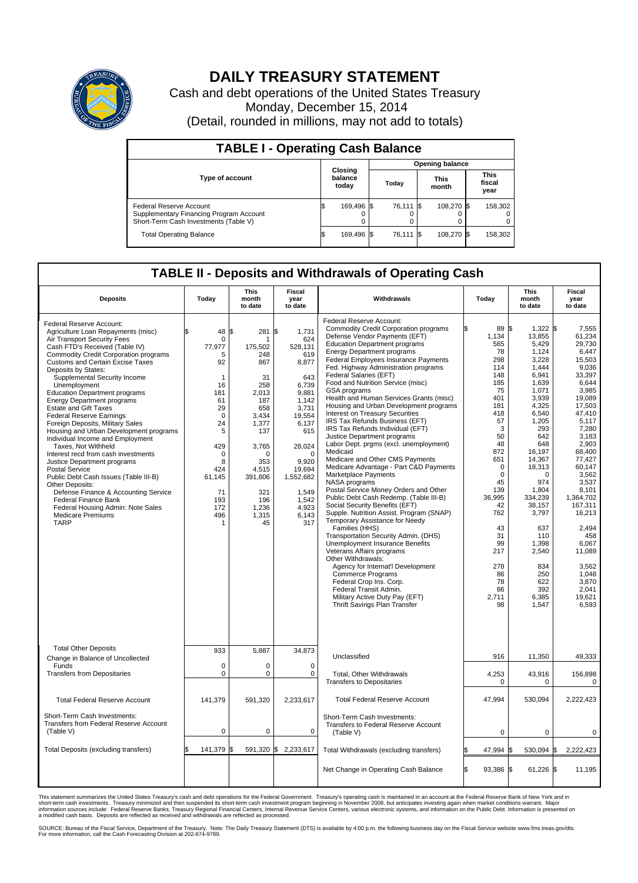# DAILY TREASURY STATEMENT

Cash and debt operations of the United States Treasury
Monday, December 15, 2014
(Detail, rounded in millions, may not add to totals)

## TABLE I - Operating Cash Balance

| Type of account | Closing balance today | Opening balance Today | Opening balance This month | Opening balance This fiscal year |
|---|---|---|---|---|
| Federal Reserve Account | $ 169,496 | $ 76,111 | $ 108,270 | $ 158,302 |
| Supplementary Financing Program Account | 0 | 0 | 0 | 0 |
| Short-Term Cash Investments (Table V) | 0 | 0 | 0 | 0 |
| Total Operating Balance | $ 169,496 | $ 76,111 | $ 108,270 | $ 158,302 |

## TABLE II - Deposits and Withdrawals of Operating Cash

| Deposits | Today | This month to date | Fiscal year to date | Withdrawals | Today | This month to date | Fiscal year to date |
|---|---|---|---|---|---|---|---|
| Federal Reserve Account: | | | | Federal Reserve Account: | | | |
| Agriculture Loan Repayments (misc) | $ 48 | $ 281 | $ 1,731 | Commodity Credit Corporation programs | $ 89 | $ 1,322 | $ 7,555 |
| Air Transport Security Fees | 0 | 1 | 624 | Defense Vendor Payments (EFT) | 1,134 | 13,855 | 61,234 |
| Cash FTD's Received (Table IV) | 77,977 | 175,502 | 528,131 | Education Department programs | 565 | 5,429 | 29,730 |
| Commodity Credit Corporation programs | 5 | 248 | 619 | Energy Department programs | 78 | 1,124 | 6,447 |
| Customs and Certain Excise Taxes | 92 | 867 | 8,877 | Federal Employees Insurance Payments | 298 | 3,228 | 15,503 |
| Deposits by States: | | | | Fed. Highway Administration programs | 114 | 1,444 | 9,036 |
| Supplemental Security Income | 1 | 31 | 643 | Federal Salaries (EFT) | 148 | 6,941 | 33,397 |
| Unemployment | 16 | 258 | 6,739 | Food and Nutrition Service (misc) | 185 | 1,639 | 6,644 |
| Education Department programs | 181 | 2,013 | 9,881 | GSA programs | 75 | 1,071 | 3,985 |
| Energy Department programs | 61 | 187 | 1,142 | Health and Human Services Grants (misc) | 401 | 3,939 | 19,089 |
| Estate and Gift Taxes | 29 | 658 | 3,731 | Housing and Urban Development programs | 181 | 4,325 | 17,503 |
| Federal Reserve Earnings | 0 | 3,434 | 19,554 | Interest on Treasury Securities | 418 | 6,540 | 47,410 |
| Foreign Deposits, Military Sales | 24 | 1,377 | 6,137 | IRS Tax Refunds Business (EFT) | 57 | 1,205 | 5,117 |
| Housing and Urban Development programs | 5 | 137 | 615 | IRS Tax Refunds Individual (EFT) | 3 | 293 | 7,280 |
| Individual Income and Employment Taxes, Not Withheld | 429 | 3,765 | 28,024 | Justice Department programs | 50 | 642 | 3,183 |
| Interest recd from cash investments | 0 | 0 | 0 | Labor Dept. prgms (excl. unemployment) | 48 | 648 | 2,903 |
| Justice Department programs | 8 | 353 | 9,920 | Medicaid | 872 | 16,197 | 68,400 |
| Postal Service | 424 | 4,515 | 19,694 | Medicare and Other CMS Payments | 651 | 14,367 | 77,427 |
| Public Debt Cash Issues (Table III-B) | 61,145 | 391,806 | 1,552,682 | Medicare Advantage - Part C&D Payments | 0 | 18,313 | 60,147 |
| Other Deposits: | | | | Marketplace Payments | 0 | 0 | 3,562 |
| Defense Finance & Accounting Service | 71 | 321 | 1,549 | NASA programs | 45 | 974 | 3,537 |
| Federal Finance Bank | 193 | 196 | 1,542 | Postal Service Money Orders and Other | 139 | 1,804 | 8,101 |
| Federal Housing Admin: Note Sales | 172 | 1,236 | 4,923 | Public Debt Cash Redemp. (Table III-B) | 36,995 | 334,239 | 1,364,702 |
| Medicare Premiums | 496 | 1,315 | 6,143 | Social Security Benefits (EFT) | 42 | 38,157 | 167,311 |
| TARP | 1 | 45 | 317 | Supple. Nutrition Assist. Program (SNAP) | 762 | 3,797 | 16,213 |
| | | | | Temporary Assistance for Needy Families (HHS) | 43 | 637 | 2,494 |
| | | | | Transportation Security Admin. (DHS) | 31 | 110 | 458 |
| | | | | Unemployment Insurance Benefits | 99 | 1,398 | 6,067 |
| | | | | Veterans Affairs programs | 217 | 2,540 | 11,089 |
| | | | | Other Withdrawals: | | | |
| | | | | Agency for Internat'l Development | 278 | 834 | 3,562 |
| | | | | Commerce Programs | 86 | 250 | 1,048 |
| | | | | Federal Crop Ins. Corp. | 78 | 622 | 3,870 |
| | | | | Federal Transit Admin. | 86 | 392 | 2,041 |
| | | | | Military Active Duty Pay (EFT) | 2,711 | 6,385 | 19,621 |
| | | | | Thrift Savings Plan Transfer | 98 | 1,547 | 6,593 |
| Total Other Deposits | 933 | 5,887 | 34,873 | Unclassified | 916 | 11,350 | 49,333 |
| Change in Balance of Uncollected Funds | 0 | 0 | 0 | | | | |
| Transfers from Depositaries | 0 | 0 | 0 | Total, Other Withdrawals | 4,253 | 43,916 | 156,898 |
| | | | | Transfers to Depositaries | 0 | 0 | 0 |
| Total Federal Reserve Account | 141,379 | 591,320 | 2,233,617 | Total Federal Reserve Account | 47,994 | 530,094 | 2,222,423 |
| Short-Term Cash Investments: Transfers from Federal Reserve Account (Table V) | 0 | 0 | 0 | Short-Term Cash Investments: Transfers to Federal Reserve Account (Table V) | 0 | 0 | 0 |
| Total Deposits (excluding transfers) | $ 141,379 | $ 591,320 | $ 2,233,617 | Total Withdrawals (excluding transfers) | $ 47,994 | $ 530,094 | $ 2,222,423 |
| | | | | Net Change in Operating Cash Balance | $ 93,386 | $ 61,226 | $ 11,195 |

This statement summarizes the United States Treasury's cash and debt operations for the Federal Government. Treasury's operating cash is maintained in an account at the Federal Reserve Bank of New York and in short-term cash investments. Treasury minimized and then suspended its short-term cash investment program beginning in November 2008, but anticipates investing again when market conditions warrant. Major information sources include: Federal Reserve Banks, Treasury Regional Financial Centers, Internal Revenue Service Centers, various electronic systems, and information on the Public Debt. Information is presented on a modified cash basis. Deposits are reflected as received and withdrawals are reflected as processed.

SOURCE: Bureau of the Fiscal Service, Department of the Treasury. Note: The Daily Treasury Statement (DTS) is available by 4:00 p.m. the following business day on the Fiscal Service website www.fms.treas.gov/dts. For more information, call the Cash Forecasting Division at 202-874-9789.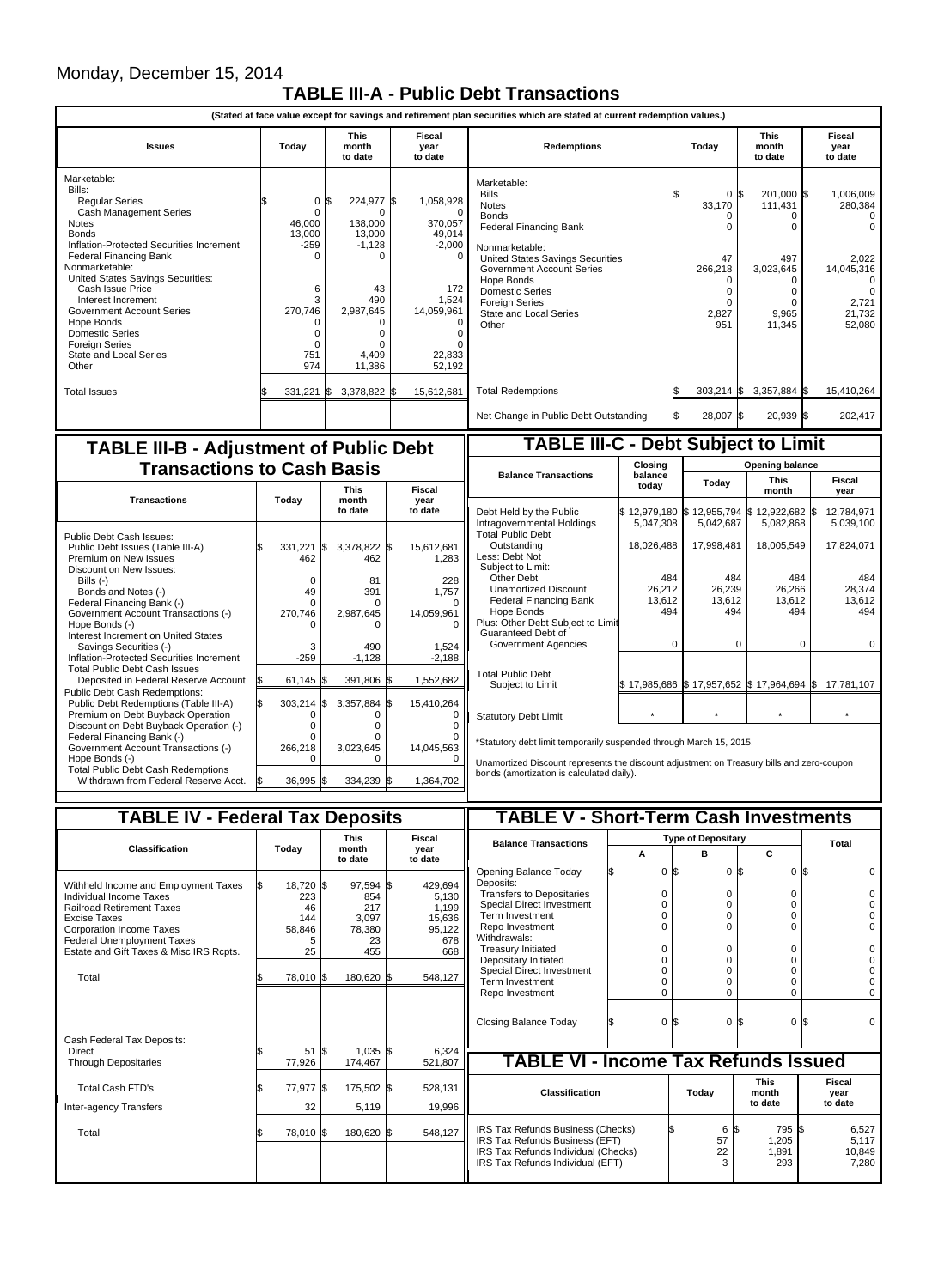Monday, December 15, 2014

# TABLE III-A - Public Debt Transactions

(Stated at face value except for savings and retirement plan securities which are stated at current redemption values.)

| Issues | Today | This month to date | Fiscal year to date |
|---|---|---|---|
| Marketable: | | | |
| Bills: | | | |
| Regular Series | $ 0 | $ 224,977 | $ 1,058,928 |
| Cash Management Series | 0 | 0 | 0 |
| Notes | 46,000 | 138,000 | 370,057 |
| Bonds | 13,000 | 13,000 | 49,014 |
| Inflation-Protected Securities Increment | -259 | -1,128 | -2,000 |
| Federal Financing Bank | 0 | 0 | 0 |
| Nonmarketable: | | | |
| United States Savings Securities: | | | |
| Cash Issue Price | 6 | 43 | 172 |
| Interest Increment | 3 | 490 | 1,524 |
| Government Account Series | 270,746 | 2,987,645 | 14,059,961 |
| Hope Bonds | 0 | 0 | 0 |
| Domestic Series | 0 | 0 | 0 |
| Foreign Series | 0 | 0 | 0 |
| State and Local Series | 751 | 4,409 | 22,833 |
| Other | 974 | 11,386 | 52,192 |
| Total Issues | $ 331,221 | $ 3,378,822 | $ 15,612,681 |

| Redemptions | Today | This month to date | Fiscal year to date |
|---|---|---|---|
| Marketable: | | | |
| Bills | $ 0 | $ 201,000 | $ 1,006,009 |
| Notes | 33,170 | 111,431 | 280,384 |
| Bonds | 0 | 0 | 0 |
| Federal Financing Bank | 0 | 0 | 0 |
| Nonmarketable: | | | |
| United States Savings Securities | 47 | 497 | 2,022 |
| Government Account Series | 266,218 | 3,023,645 | 14,045,316 |
| Hope Bonds | 0 | 0 | 0 |
| Domestic Series | 0 | 0 | 0 |
| Foreign Series | 0 | 0 | 2,721 |
| State and Local Series | 2,827 | 9,965 | 21,732 |
| Other | 951 | 11,345 | 52,080 |
| Total Redemptions | $ 303,214 | $ 3,357,884 | $ 15,410,264 |
| Net Change in Public Debt Outstanding | $ 28,007 | $ 20,939 | $ 202,417 |

# TABLE III-B - Adjustment of Public Debt Transactions to Cash Basis

| Transactions | Today | This month to date | Fiscal year to date |
|---|---|---|---|
| Public Debt Cash Issues: | | | |
| Public Debt Issues (Table III-A) | $ 331,221 | $ 3,378,822 | $ 15,612,681 |
| Premium on New Issues | 462 | 462 | 1,283 |
| Discount on New Issues: | | | |
| Bills (-) | 0 | 81 | 228 |
| Bonds and Notes (-) | 49 | 391 | 1,757 |
| Federal Financing Bank (-) | 0 | 0 | 0 |
| Government Account Transactions (-) | 270,746 | 2,987,645 | 14,059,961 |
| Hope Bonds (-) | 0 | 0 | 0 |
| Interest Increment on United States Savings Securities (-) | 3 | 490 | 1,524 |
| Inflation-Protected Securities Increment | -259 | -1,128 | -2,188 |
| Total Public Debt Cash Issues Deposited in Federal Reserve Account | $ 61,145 | $ 391,806 | $ 1,552,682 |
| Public Debt Cash Redemptions: | | | |
| Public Debt Redemptions (Table III-A) | $ 303,214 | $ 3,357,884 | $ 15,410,264 |
| Premium on Debt Buyback Operation | 0 | 0 | 0 |
| Discount on Debt Buyback Operation (-) | 0 | 0 | 0 |
| Federal Financing Bank (-) | 0 | 0 | 0 |
| Government Account Transactions (-) | 266,218 | 3,023,645 | 14,045,563 |
| Hope Bonds (-) | 0 | 0 | 0 |
| Total Public Debt Cash Redemptions Withdrawn from Federal Reserve Acct. | $ 36,995 | $ 334,239 | $ 1,364,702 |

# TABLE III-C - Debt Subject to Limit

| Balance Transactions | Closing balance today | Opening balance Today | Opening balance This month | Opening balance Fiscal year |
|---|---|---|---|---|
| Debt Held by the Public | $ 12,979,180 | $ 12,955,794 | $ 12,922,682 | $ 12,784,971 |
| Intragovernmental Holdings | 5,047,308 | 5,042,687 | 5,082,868 | 5,039,100 |
| Total Public Debt Outstanding | 18,026,488 | 17,998,481 | 18,005,549 | 17,824,071 |
| Less: Debt Not Subject to Limit: | | | | |
| Other Debt | 484 | 484 | 484 | 484 |
| Unamortized Discount | 26,212 | 26,239 | 26,266 | 28,374 |
| Federal Financing Bank | 13,612 | 13,612 | 13,612 | 13,612 |
| Hope Bonds | 494 | 494 | 494 | 494 |
| Plus: Other Debt Subject to Limit | | | | |
| Guaranteed Debt of Government Agencies | 0 | 0 | 0 | 0 |
| Total Public Debt Subject to Limit | $ 17,985,686 | $ 17,957,652 | $ 17,964,694 | $ 17,781,107 |
| Statutory Debt Limit | * | * | * | * |

*Statutory debt limit temporarily suspended through March 15, 2015.

Unamortized Discount represents the discount adjustment on Treasury bills and zero-coupon bonds (amortization is calculated daily).

# TABLE IV - Federal Tax Deposits

| Classification | Today | This month to date | Fiscal year to date |
|---|---|---|---|
| Withheld Income and Employment Taxes | $ 18,720 | $ 97,594 | $ 429,694 |
| Individual Income Taxes | 223 | 854 | 5,130 |
| Railroad Retirement Taxes | 46 | 217 | 1,199 |
| Excise Taxes | 144 | 3,097 | 15,636 |
| Corporation Income Taxes | 58,846 | 78,380 | 95,122 |
| Federal Unemployment Taxes | 5 | 23 | 678 |
| Estate and Gift Taxes & Misc IRS Rcpts. | 25 | 455 | 668 |
| Total | $ 78,010 | $ 180,620 | $ 548,127 |
| Cash Federal Tax Deposits: | | | |
| Direct | $ 51 | $ 1,035 | $ 6,324 |
| Through Depositaries | 77,926 | 174,467 | 521,807 |
| Total Cash FTD's | $ 77,977 | $ 175,502 | $ 528,131 |
| Inter-agency Transfers | 32 | 5,119 | 19,996 |
| Total | $ 78,010 | $ 180,620 | $ 548,127 |

# TABLE V - Short-Term Cash Investments

| Balance Transactions | Type of Depositary A | Type of Depositary B | Type of Depositary C | Total |
|---|---|---|---|---|
| Opening Balance Today | $ 0 | $ 0 | $ 0 | $ 0 |
| Deposits: | | | | |
| Transfers to Depositaries | 0 | 0 | 0 | 0 |
| Special Direct Investment | 0 | 0 | 0 | 0 |
| Term Investment | 0 | 0 | 0 | 0 |
| Repo Investment | 0 | 0 | 0 | 0 |
| Withdrawals: | | | | |
| Treasury Initiated | 0 | 0 | 0 | 0 |
| Depositary Initiated | 0 | 0 | 0 | 0 |
| Special Direct Investment | 0 | 0 | 0 | 0 |
| Term Investment | 0 | 0 | 0 | 0 |
| Repo Investment | 0 | 0 | 0 | 0 |
| Closing Balance Today | $ 0 | $ 0 | $ 0 | $ 0 |

# TABLE VI - Income Tax Refunds Issued

| Classification | Today | This month to date | Fiscal year to date |
|---|---|---|---|
| IRS Tax Refunds Business (Checks) | $ 6 | $ 795 | $ 6,527 |
| IRS Tax Refunds Business (EFT) | 57 | 1,205 | 5,117 |
| IRS Tax Refunds Individual (Checks) | 22 | 1,891 | 10,849 |
| IRS Tax Refunds Individual (EFT) | 3 | 293 | 7,280 |